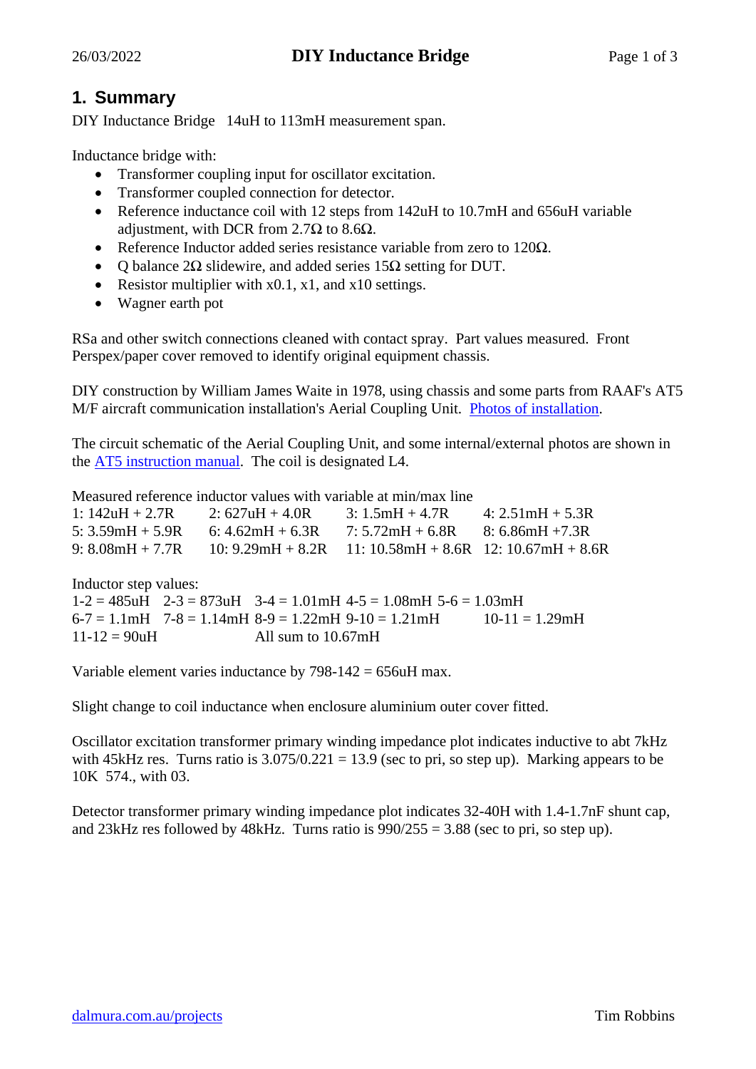## 1. Summary

DIY Inductance Bridge 14uH to 113mH measurement span.

Inductance bridge with:

- Transformer coupling input for oscillator excitation.
- Transformer coupled connection for detector.
- Reference inductance coil with 12 steps from 142uH to 10.7mH and 656uH variable adjustment, with DCR from 2.7Ω to 8.6Ω.
- Reference Inductor added series resistance variable from zero to 120Ω.
- Q balance 2Ω slidewire, and added series 15Ω setting for DUT.
- Resistor multiplier with x0.1, x1, and x10 settings.
- Wagner earth pot

RSa and other switch connections cleaned with contact spray. Part values measured. Front Perspex/paper cover removed to identify original equipment chassis.

DIY construction by William James Waite in 1978, using chassis and some parts from RAAF's AT5 M/F aircraft communication installation's Aerial Coupling Unit. [Photos of installation](#).

The circuit schematic of the Aerial Coupling Unit, and some internal/external photos are shown in the [AT5 instruction manual](#). The coil is designated L4.

Measured reference inductor values with variable at min/max line

| | | | |
|---|---|---|---|
| 1: 142uH + 2.7R | 2: 627uH + 4.0R | 3: 1.5mH + 4.7R | 4: 2.51mH + 5.3R |
| 5: 3.59mH + 5.9R | 6: 4.62mH + 6.3R | 7: 5.72mH + 6.8R | 8: 6.86mH +7.3R |
| 9: 8.08mH + 7.7R | 10: 9.29mH + 8.2R | 11: 10.58mH + 8.6R | 12: 10.67mH + 8.6R |

Inductor step values:

| | | | | |
|---|---|---|---|---|
| 1-2 = 485uH | 2-3 = 873uH | 3-4 = 1.01mH | 4-5 = 1.08mH | 5-6 = 1.03mH |
| 6-7 = 1.1mH | 7-8 = 1.14mH | 8-9 = 1.22mH | 9-10 = 1.21mH | 10-11 = 1.29mH |
| 11-12 = 90uH | | All sum to 10.67mH | | |

Variable element varies inductance by 798-142 = 656uH max.

Slight change to coil inductance when enclosure aluminium outer cover fitted.

Oscillator excitation transformer primary winding impedance plot indicates inductive to abt 7kHz with 45kHz res. Turns ratio is 3.075/0.221 = 13.9 (sec to pri, so step up). Marking appears to be 10K 574., with 03.

Detector transformer primary winding impedance plot indicates 32-40H with 1.4-1.7nF shunt cap, and 23kHz res followed by 48kHz. Turns ratio is 990/255 = 3.88 (sec to pri, so step up).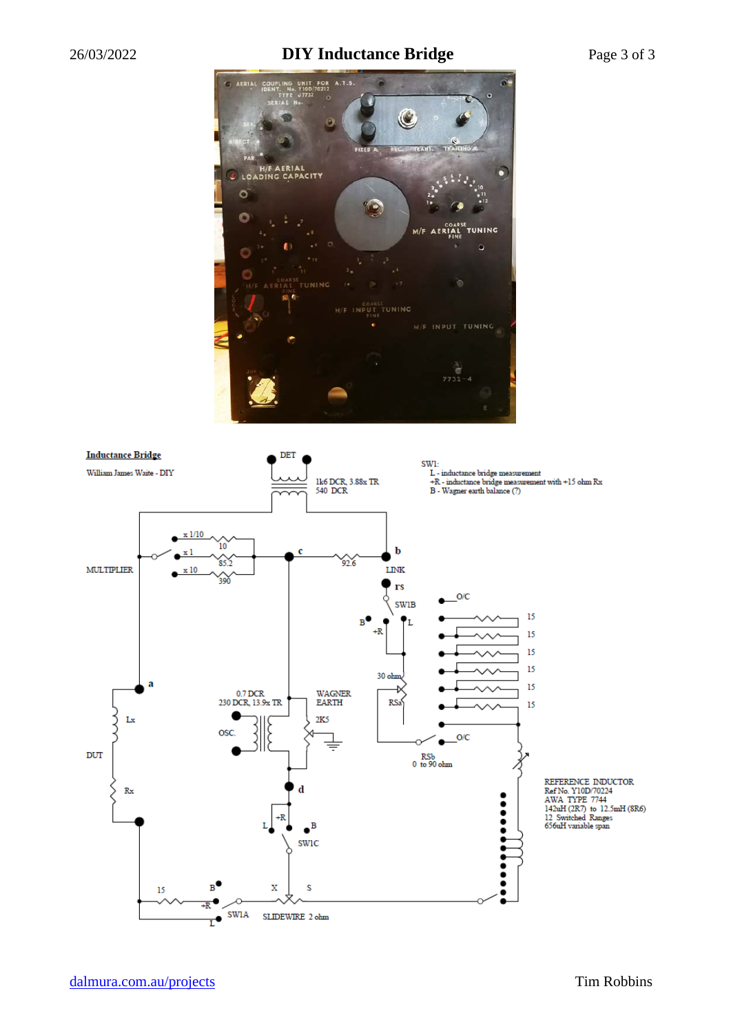Inductance Bridge

William James Waite - DIY

DET

1k6 DCR, 3.88x TR
540 DCR

SW1:
L - inductance bridge measurement
+R - inductance bridge measurement with +15 ohm Rx
B - Wagner earth balance (?)

x 1/10
10
x 1
85.2
x 10
390

MULTIPLIER

c

92.6

b

LINK

rs

SW1B

B
+R
L

O/C

15
15
15
15
15
15

30 ohm

RSa

O/C

RSb
0 to 90 ohm

a

Lx

DUT

Rx

0.7 DCR
230 DCR, 13.9x TR

OSC.

WAGNER
EARTH

2K5

d

L
+R
B
SW1C

REFERENCE INDUCTOR
Ref No. Y10D/70224
AWA TYPE 7744
142uH (2R7) to 12.5mH (8R6)
12 Switched Ranges
656uH variable span

15
B
+R
L
SW1A

X
S
SLIDEWIRE 2 ohm